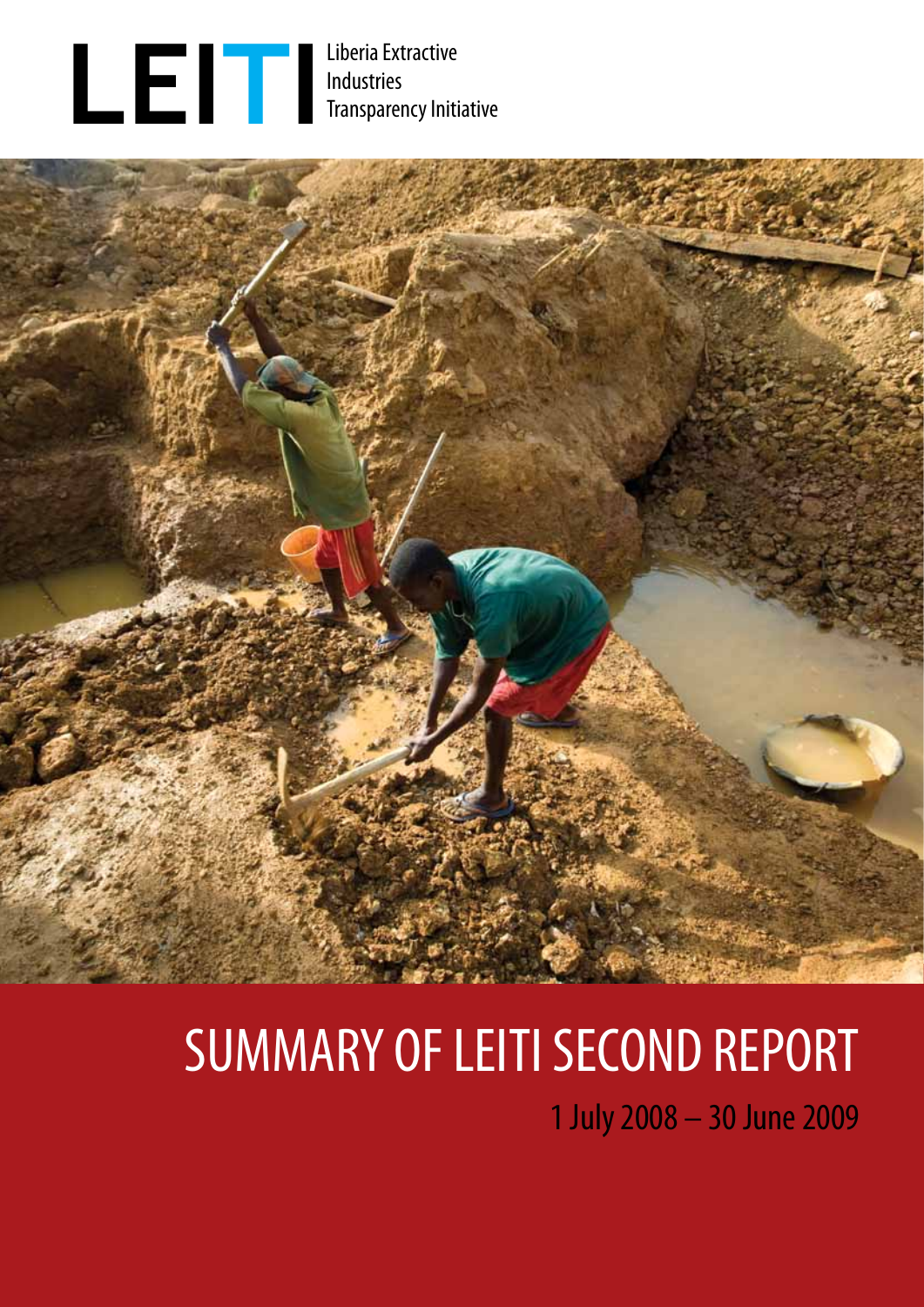LEITI

Liberia Extractive Industries Transparency Initiative

# SUMMARY OF LEITI SECOND REPORT

1 July 2008 – 30 June 2009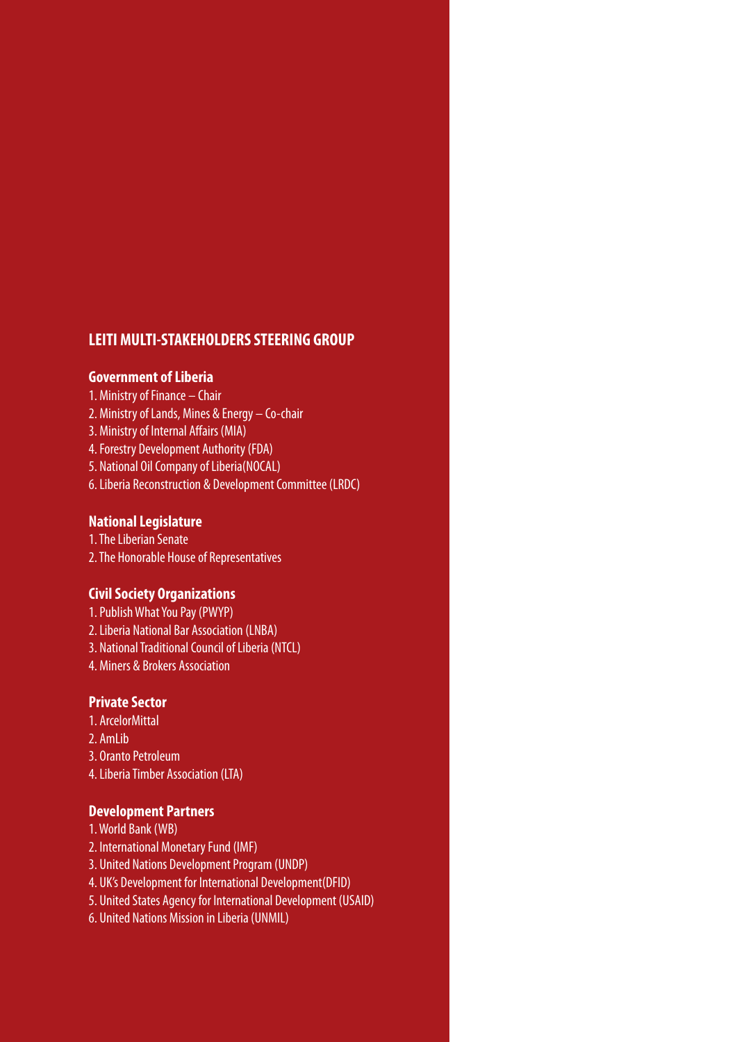## LEITI MULTI-STAKEHOLDERS STEERING GROUP

### Government of Liberia

1. Ministry of Finance – Chair
2. Ministry of Lands, Mines & Energy – Co-chair
3. Ministry of Internal Affairs (MIA)
4. Forestry Development Authority (FDA)
5. National Oil Company of Liberia(NOCAL)
6. Liberia Reconstruction & Development Committee (LRDC)

### National Legislature

1. The Liberian Senate
2. The Honorable House of Representatives

### Civil Society Organizations

1. Publish What You Pay (PWYP)
2. Liberia National Bar Association (LNBA)
3. National Traditional Council of Liberia (NTCL)
4. Miners & Brokers Association

### Private Sector

1. ArcelorMittal
2. AmLib
3. Oranto Petroleum
4. Liberia Timber Association (LTA)

### Development Partners

1. World Bank (WB)
2. International Monetary Fund (IMF)
3. United Nations Development Program (UNDP)
4. UK's Development for International Development(DFID)
5. United States Agency for International Development (USAID)
6. United Nations Mission in Liberia (UNMIL)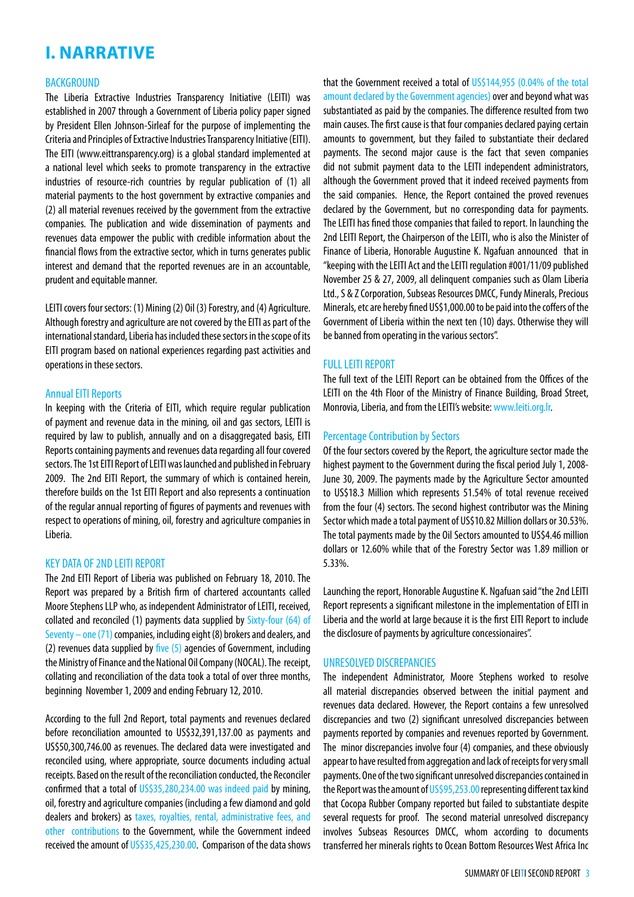# I. NARRATIVE

## BACKGROUND

The Liberia Extractive Industries Transparency Initiative (LEITI) was established in 2007 through a Government of Liberia policy paper signed by President Ellen Johnson-Sirleaf for the purpose of implementing the Criteria and Principles of Extractive Industries Transparency Initiative (EITI). The EITI (www.eittransparency.org) is a global standard implemented at a national level which seeks to promote transparency in the extractive industries of resource-rich countries by regular publication of (1) all material payments to the host government by extractive companies and (2) all material revenues received by the government from the extractive companies. The publication and wide dissemination of payments and revenues data empower the public with credible information about the financial flows from the extractive sector, which in turns generates public interest and demand that the reported revenues are in an accountable, prudent and equitable manner.

LEITI covers four sectors: (1) Mining (2) Oil (3) Forestry, and (4) Agriculture. Although forestry and agriculture are not covered by the EITI as part of the international standard, Liberia has included these sectors in the scope of its EITI program based on national experiences regarding past activities and operations in these sectors.

## Annual EITI Reports

In keeping with the Criteria of EITI, which require regular publication of payment and revenue data in the mining, oil and gas sectors, LEITI is required by law to publish, annually and on a disaggregated basis, EITI Reports containing payments and revenues data regarding all four covered sectors. The 1st EITI Report of LEITI was launched and published in February 2009. The 2nd EITI Report, the summary of which is contained herein, therefore builds on the 1st EITI Report and also represents a continuation of the regular annual reporting of figures of payments and revenues with respect to operations of mining, oil, forestry and agriculture companies in Liberia.

## KEY DATA OF 2ND LEITI REPORT

The 2nd EITI Report of Liberia was published on February 18, 2010. The Report was prepared by a British firm of chartered accountants called Moore Stephens LLP who, as independent Administrator of LEITI, received, collated and reconciled (1) payments data supplied by Sixty-four (64) of Seventy – one (71) companies, including eight (8) brokers and dealers, and (2) revenues data supplied by five (5) agencies of Government, including the Ministry of Finance and the National Oil Company (NOCAL). The receipt, collating and reconciliation of the data took a total of over three months, beginning November 1, 2009 and ending February 12, 2010.

According to the full 2nd Report, total payments and revenues declared before reconciliation amounted to US$32,391,137.00 as payments and US$50,300,746.00 as revenues. The declared data were investigated and reconciled using, where appropriate, source documents including actual receipts. Based on the result of the reconciliation conducted, the Reconciler confirmed that a total of US$35,280,234.00 was indeed paid by mining, oil, forestry and agriculture companies (including a few diamond and gold dealers and brokers) as taxes, royalties, rental, administrative fees, and other contributions to the Government, while the Government indeed received the amount of US$35,425,230.00. Comparison of the data shows that the Government received a total of US$144,955 (0.04% of the total amount declared by the Government agencies) over and beyond what was substantiated as paid by the companies. The difference resulted from two main causes. The first cause is that four companies declared paying certain amounts to government, but they failed to substantiate their declared payments. The second major cause is the fact that seven companies did not submit payment data to the LEITI independent administrators, although the Government proved that it indeed received payments from the said companies. Hence, the Report contained the proved revenues declared by the Government, but no corresponding data for payments. The LEITI has fined those companies that failed to report. In launching the 2nd LEITI Report, the Chairperson of the LEITI, who is also the Minister of Finance of Liberia, Honorable Augustine K. Ngafuan announced that in "keeping with the LEITI Act and the LEITI regulation #001/11/09 published November 25 & 27, 2009, all delinquent companies such as Olam Liberia Ltd., S & Z Corporation, Subseas Resources DMCC, Fundy Minerals, Precious Minerals, etc are hereby fined US$1,000.00 to be paid into the coffers of the Government of Liberia within the next ten (10) days. Otherwise they will be banned from operating in the various sectors".

## FULL LEITI REPORT

The full text of the LEITI Report can be obtained from the Offices of the LEITI on the 4th Floor of the Ministry of Finance Building, Broad Street, Monrovia, Liberia, and from the LEITI's website: www.leiti.org.lr.

## Percentage Contribution by Sectors

Of the four sectors covered by the Report, the agriculture sector made the highest payment to the Government during the fiscal period July 1, 2008- June 30, 2009. The payments made by the Agriculture Sector amounted to US$18.3 Million which represents 51.54% of total revenue received from the four (4) sectors. The second highest contributor was the Mining Sector which made a total payment of US$10.82 Million dollars or 30.53%. The total payments made by the Oil Sectors amounted to US$4.46 million dollars or 12.60% while that of the Forestry Sector was 1.89 million or 5.33%.

Launching the report, Honorable Augustine K. Ngafuan said "the 2nd LEITI Report represents a significant milestone in the implementation of EITI in Liberia and the world at large because it is the first EITI Report to include the disclosure of payments by agriculture concessionaires".

## UNRESOLVED DISCREPANCIES

The independent Administrator, Moore Stephens worked to resolve all material discrepancies observed between the initial payment and revenues data declared. However, the Report contains a few unresolved discrepancies and two (2) significant unresolved discrepancies between payments reported by companies and revenues reported by Government. The minor discrepancies involve four (4) companies, and these obviously appear to have resulted from aggregation and lack of receipts for very small payments. One of the two significant unresolved discrepancies contained in the Report was the amount of US$95,253.00 representing different tax kind that Cocopa Rubber Company reported but failed to substantiate despite several requests for proof. The second material unresolved discrepancy involves Subseas Resources DMCC, whom according to documents transferred her minerals rights to Ocean Bottom Resources West Africa Inc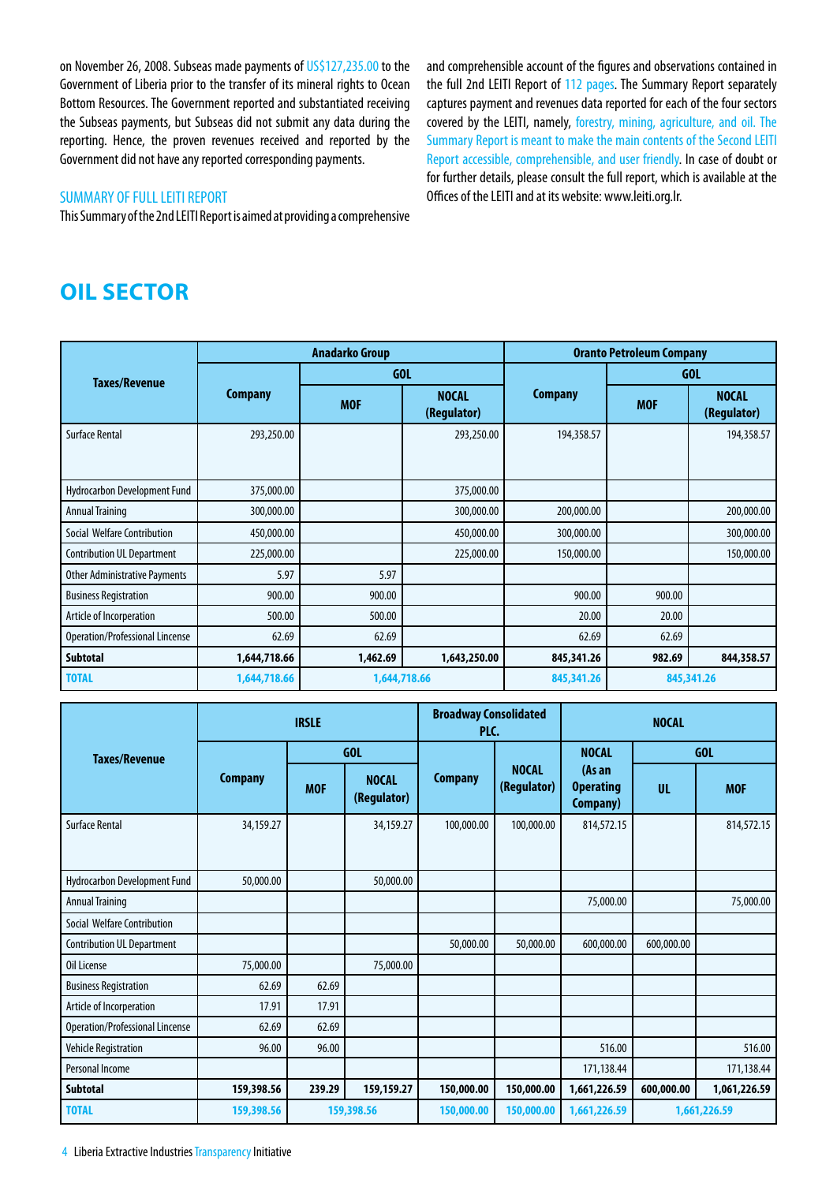on November 26, 2008. Subseas made payments of US$127,235.00 to the Government of Liberia prior to the transfer of its mineral rights to Ocean Bottom Resources. The Government reported and substantiated receiving the Subseas payments, but Subseas did not submit any data during the reporting. Hence, the proven revenues received and reported by the Government did not have any reported corresponding payments.

### SUMMARY OF FULL LEITI REPORT

This Summary of the 2nd LEITI Report is aimed at providing a comprehensive and comprehensible account of the figures and observations contained in the full 2nd LEITI Report of 112 pages. The Summary Report separately captures payment and revenues data reported for each of the four sectors covered by the LEITI, namely, forestry, mining, agriculture, and oil. The Summary Report is meant to make the main contents of the Second LEITI Report accessible, comprehensible, and user friendly. In case of doubt or for further details, please consult the full report, which is available at the Offices of the LEITI and at its website: www.leiti.org.lr.

# OIL SECTOR

| Taxes/Revenue | Anadarko Group | | | Oranto Petroleum Company | | |
|---|---|---|---|---|---|---|
| | Company | GOL | | Company | GOL | |
| | | MOF | NOCAL (Regulator) | | MOF | NOCAL (Regulator) |
| Surface Rental | 293,250.00 | | 293,250.00 | 194,358.57 | | 194,358.57 |
| Hydrocarbon Development Fund | 375,000.00 | | 375,000.00 | | | |
| Annual Training | 300,000.00 | | 300,000.00 | 200,000.00 | | 200,000.00 |
| Social Welfare Contribution | 450,000.00 | | 450,000.00 | 300,000.00 | | 300,000.00 |
| Contribution UL Department | 225,000.00 | | 225,000.00 | 150,000.00 | | 150,000.00 |
| Other Administrative Payments | 5.97 | 5.97 | | | | |
| Business Registration | 900.00 | 900.00 | | 900.00 | 900.00 | |
| Article of Incorperation | 500.00 | 500.00 | | 20.00 | 20.00 | |
| Operation/Professional Lincense | 62.69 | 62.69 | | 62.69 | 62.69 | |
| **Subtotal** | **1,644,718.66** | **1,462.69** | **1,643,250.00** | **845,341.26** | **982.69** | **844,358.57** |
| **TOTAL** | **1,644,718.66** | **1,644,718.66** | | **845,341.26** | **845,341.26** | |

| Taxes/Revenue | IRSLE | | | Broadway Consolidated PLC. | | NOCAL | | |
|---|---|---|---|---|---|---|---|---|
| | Company | GOL | | Company | NOCAL (Regulator) | NOCAL (As an Operating Company) | GOL | |
| | | MOF | NOCAL (Regulator) | | | | UL | MOF |
| Surface Rental | 34,159.27 | | 34,159.27 | 100,000.00 | 100,000.00 | 814,572.15 | | 814,572.15 |
| Hydrocarbon Development Fund | 50,000.00 | | 50,000.00 | | | | | |
| Annual Training | | | | | | 75,000.00 | | 75,000.00 |
| Social Welfare Contribution | | | | | | | | |
| Contribution UL Department | | | | 50,000.00 | 50,000.00 | 600,000.00 | 600,000.00 | |
| Oil License | 75,000.00 | | 75,000.00 | | | | | |
| Business Registration | 62.69 | 62.69 | | | | | | |
| Article of Incorperation | 17.91 | 17.91 | | | | | | |
| Operation/Professional Lincense | 62.69 | 62.69 | | | | | | |
| Vehicle Registration | 96.00 | 96.00 | | | | 516.00 | | 516.00 |
| Personal Income | | | | | | 171,138.44 | | 171,138.44 |
| **Subtotal** | **159,398.56** | **239.29** | **159,159.27** | **150,000.00** | **150,000.00** | **1,661,226.59** | **600,000.00** | **1,061,226.59** |
| **TOTAL** | **159,398.56** | **159,398.56** | | **150,000.00** | **150,000.00** | **1,661,226.59** | **1,661,226.59** | |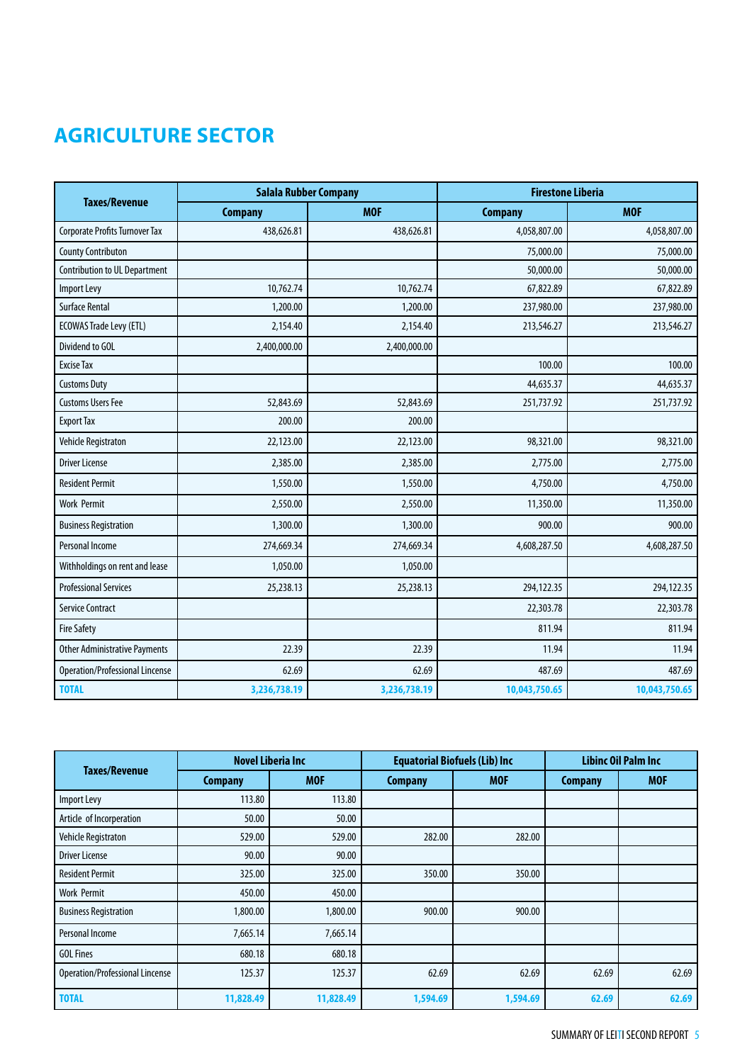# AGRICULTURE SECTOR

| Taxes/Revenue | Salala Rubber Company | | Firestone Liberia | |
|---|---|---|---|---|
| | Company | MOF | Company | MOF |
| Corporate Profits Turnover Tax | 438,626.81 | 438,626.81 | 4,058,807.00 | 4,058,807.00 |
| County Contributon | | | 75,000.00 | 75,000.00 |
| Contribution to UL Department | | | 50,000.00 | 50,000.00 |
| Import Levy | 10,762.74 | 10,762.74 | 67,822.89 | 67,822.89 |
| Surface Rental | 1,200.00 | 1,200.00 | 237,980.00 | 237,980.00 |
| ECOWAS Trade Levy (ETL) | 2,154.40 | 2,154.40 | 213,546.27 | 213,546.27 |
| Dividend to GOL | 2,400,000.00 | 2,400,000.00 | | |
| Excise Tax | | | 100.00 | 100.00 |
| Customs Duty | | | 44,635.37 | 44,635.37 |
| Customs Users Fee | 52,843.69 | 52,843.69 | 251,737.92 | 251,737.92 |
| Export Tax | 200.00 | 200.00 | | |
| Vehicle Registraton | 22,123.00 | 22,123.00 | 98,321.00 | 98,321.00 |
| Driver License | 2,385.00 | 2,385.00 | 2,775.00 | 2,775.00 |
| Resident Permit | 1,550.00 | 1,550.00 | 4,750.00 | 4,750.00 |
| Work Permit | 2,550.00 | 2,550.00 | 11,350.00 | 11,350.00 |
| Business Registration | 1,300.00 | 1,300.00 | 900.00 | 900.00 |
| Personal Income | 274,669.34 | 274,669.34 | 4,608,287.50 | 4,608,287.50 |
| Withholdings on rent and lease | 1,050.00 | 1,050.00 | | |
| Professional Services | 25,238.13 | 25,238.13 | 294,122.35 | 294,122.35 |
| Service Contract | | | 22,303.78 | 22,303.78 |
| Fire Safety | | | 811.94 | 811.94 |
| Other Administrative Payments | 22.39 | 22.39 | 11.94 | 11.94 |
| Operation/Professional Lincense | 62.69 | 62.69 | 487.69 | 487.69 |
| **TOTAL** | **3,236,738.19** | **3,236,738.19** | **10,043,750.65** | **10,043,750.65** |

| Taxes/Revenue | Novel Liberia Inc | | Equatorial Biofuels (Lib) Inc | | Libinc Oil Palm Inc | |
|---|---|---|---|---|---|---|
| | Company | MOF | Company | MOF | Company | MOF |
| Import Levy | 113.80 | 113.80 | | | | |
| Article of Incorperation | 50.00 | 50.00 | | | | |
| Vehicle Registraton | 529.00 | 529.00 | 282.00 | 282.00 | | |
| Driver License | 90.00 | 90.00 | | | | |
| Resident Permit | 325.00 | 325.00 | 350.00 | 350.00 | | |
| Work Permit | 450.00 | 450.00 | | | | |
| Business Registration | 1,800.00 | 1,800.00 | 900.00 | 900.00 | | |
| Personal Income | 7,665.14 | 7,665.14 | | | | |
| GOL Fines | 680.18 | 680.18 | | | | |
| Operation/Professional Lincense | 125.37 | 125.37 | 62.69 | 62.69 | 62.69 | 62.69 |
| **TOTAL** | **11,828.49** | **11,828.49** | **1,594.69** | **1,594.69** | **62.69** | **62.69** |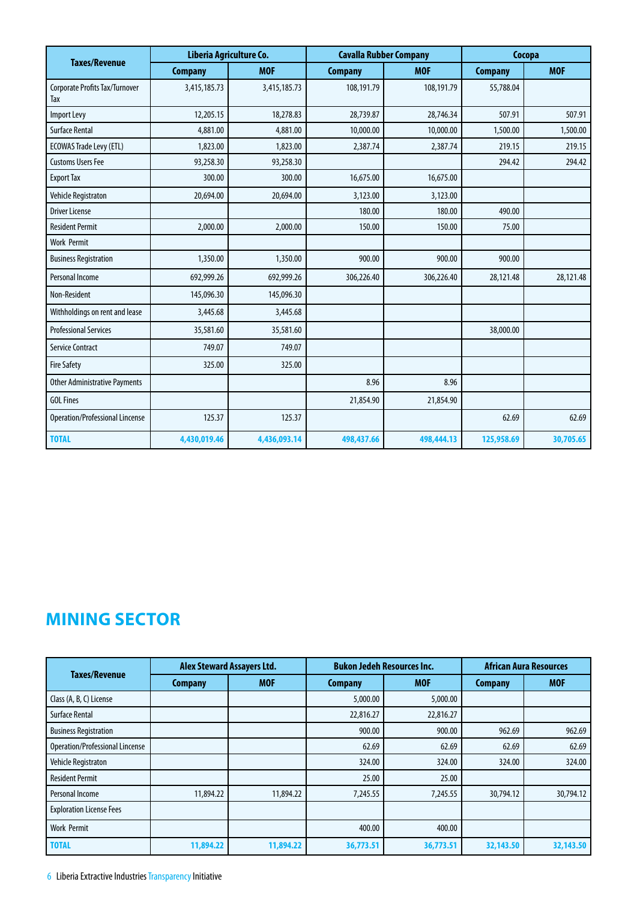| Taxes/Revenue | Liberia Agriculture Co. | | Cavalla Rubber Company | | Cocopa | |
|---|---|---|---|---|---|---|
| | Company | MOF | Company | MOF | Company | MOF |
| Corporate Profits Tax/Turnover Tax | 3,415,185.73 | 3,415,185.73 | 108,191.79 | 108,191.79 | 55,788.04 | |
| Import Levy | 12,205.15 | 18,278.83 | 28,739.87 | 28,746.34 | 507.91 | 507.91 |
| Surface Rental | 4,881.00 | 4,881.00 | 10,000.00 | 10,000.00 | 1,500.00 | 1,500.00 |
| ECOWAS Trade Levy (ETL) | 1,823.00 | 1,823.00 | 2,387.74 | 2,387.74 | 219.15 | 219.15 |
| Customs Users Fee | 93,258.30 | 93,258.30 | | | 294.42 | 294.42 |
| Export Tax | 300.00 | 300.00 | 16,675.00 | 16,675.00 | | |
| Vehicle Registraton | 20,694.00 | 20,694.00 | 3,123.00 | 3,123.00 | | |
| Driver License | | | 180.00 | 180.00 | 490.00 | |
| Resident Permit | 2,000.00 | 2,000.00 | 150.00 | 150.00 | 75.00 | |
| Work Permit | | | | | | |
| Business Registration | 1,350.00 | 1,350.00 | 900.00 | 900.00 | 900.00 | |
| Personal Income | 692,999.26 | 692,999.26 | 306,226.40 | 306,226.40 | 28,121.48 | 28,121.48 |
| Non-Resident | 145,096.30 | 145,096.30 | | | | |
| Withholdings on rent and lease | 3,445.68 | 3,445.68 | | | | |
| Professional Services | 35,581.60 | 35,581.60 | | | 38,000.00 | |
| Service Contract | 749.07 | 749.07 | | | | |
| Fire Safety | 325.00 | 325.00 | | | | |
| Other Administrative Payments | | | 8.96 | 8.96 | | |
| GOL Fines | | | 21,854.90 | 21,854.90 | | |
| Operation/Professional Lincense | 125.37 | 125.37 | | | 62.69 | 62.69 |
| **TOTAL** | **4,430,019.46** | **4,436,093.14** | **498,437.66** | **498,444.13** | **125,958.69** | **30,705.65** |

# MINING SECTOR

| Taxes/Revenue | Alex Steward Assayers Ltd. | | Bukon Jedeh Resources Inc. | | African Aura Resources | |
|---|---|---|---|---|---|---|
| | Company | MOF | Company | MOF | Company | MOF |
| Class (A, B, C) License | | | 5,000.00 | 5,000.00 | | |
| Surface Rental | | | 22,816.27 | 22,816.27 | | |
| Business Registration | | | 900.00 | 900.00 | 962.69 | 962.69 |
| Operation/Professional Lincense | | | 62.69 | 62.69 | 62.69 | 62.69 |
| Vehicle Registraton | | | 324.00 | 324.00 | 324.00 | 324.00 |
| Resident Permit | | | 25.00 | 25.00 | | |
| Personal Income | 11,894.22 | 11,894.22 | 7,245.55 | 7,245.55 | 30,794.12 | 30,794.12 |
| Exploration License Fees | | | | | | |
| Work Permit | | | 400.00 | 400.00 | | |
| **TOTAL** | **11,894.22** | **11,894.22** | **36,773.51** | **36,773.51** | **32,143.50** | **32,143.50** |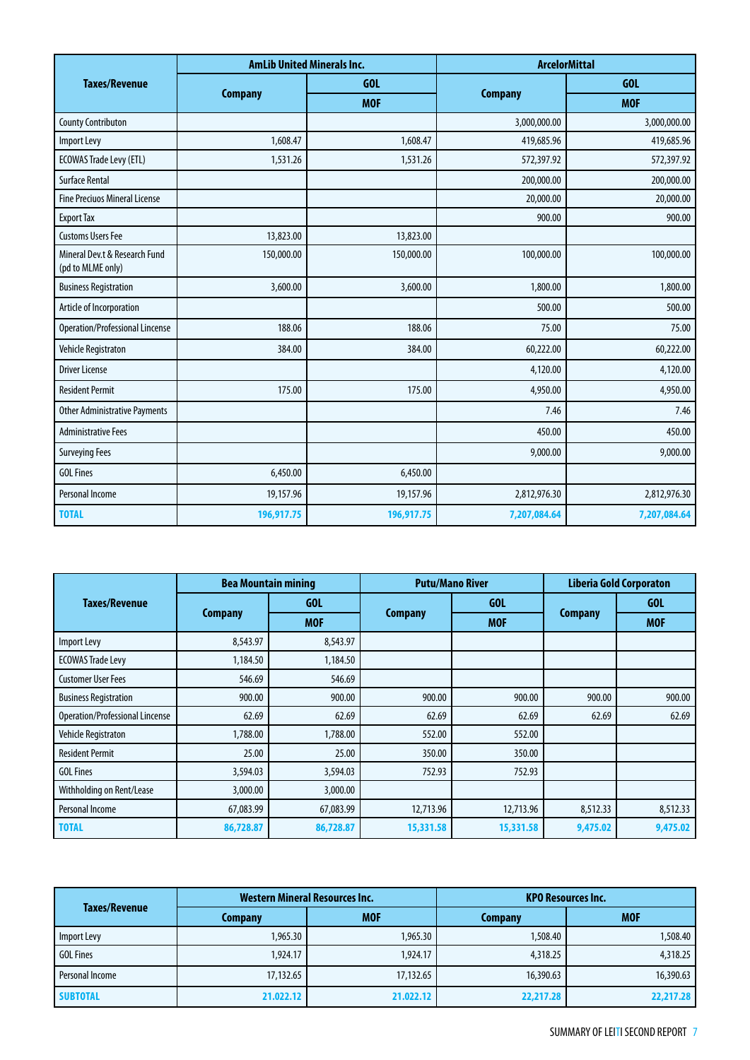| Taxes/Revenue | AmLib United Minerals Inc. | | ArcelorMittal | |
|---|---|---|---|---|
| | Company | GOL | Company | GOL |
| | | MOF | | MOF |
| County Contributon | | | 3,000,000.00 | 3,000,000.00 |
| Import Levy | 1,608.47 | 1,608.47 | 419,685.96 | 419,685.96 |
| ECOWAS Trade Levy (ETL) | 1,531.26 | 1,531.26 | 572,397.92 | 572,397.92 |
| Surface Rental | | | 200,000.00 | 200,000.00 |
| Fine Preciuos Mineral License | | | 20,000.00 | 20,000.00 |
| Export Tax | | | 900.00 | 900.00 |
| Customs Users Fee | 13,823.00 | 13,823.00 | | |
| Mineral Dev.t & Research Fund (pd to MLME only) | 150,000.00 | 150,000.00 | 100,000.00 | 100,000.00 |
| Business Registration | 3,600.00 | 3,600.00 | 1,800.00 | 1,800.00 |
| Article of Incorporation | | | 500.00 | 500.00 |
| Operation/Professional Lincense | 188.06 | 188.06 | 75.00 | 75.00 |
| Vehicle Registraton | 384.00 | 384.00 | 60,222.00 | 60,222.00 |
| Driver License | | | 4,120.00 | 4,120.00 |
| Resident Permit | 175.00 | 175.00 | 4,950.00 | 4,950.00 |
| Other Administrative Payments | | | 7.46 | 7.46 |
| Administrative Fees | | | 450.00 | 450.00 |
| Surveying Fees | | | 9,000.00 | 9,000.00 |
| GOL Fines | 6,450.00 | 6,450.00 | | |
| Personal Income | 19,157.96 | 19,157.96 | 2,812,976.30 | 2,812,976.30 |
| **TOTAL** | **196,917.75** | **196,917.75** | **7,207,084.64** | **7,207,084.64** |

| Taxes/Revenue | Bea Mountain mining | | Putu/Mano River | | Liberia Gold Corporaton | |
|---|---|---|---|---|---|---|
| | Company | GOL | Company | GOL | Company | GOL |
| | | MOF | | MOF | | MOF |
| Import Levy | 8,543.97 | 8,543.97 | | | | |
| ECOWAS Trade Levy | 1,184.50 | 1,184.50 | | | | |
| Customer User Fees | 546.69 | 546.69 | | | | |
| Business Registration | 900.00 | 900.00 | 900.00 | 900.00 | 900.00 | 900.00 |
| Operation/Professional Lincense | 62.69 | 62.69 | 62.69 | 62.69 | 62.69 | 62.69 |
| Vehicle Registraton | 1,788.00 | 1,788.00 | 552.00 | 552.00 | | |
| Resident Permit | 25.00 | 25.00 | 350.00 | 350.00 | | |
| GOL Fines | 3,594.03 | 3,594.03 | 752.93 | 752.93 | | |
| Withholding on Rent/Lease | 3,000.00 | 3,000.00 | | | | |
| Personal Income | 67,083.99 | 67,083.99 | 12,713.96 | 12,713.96 | 8,512.33 | 8,512.33 |
| **TOTAL** | **86,728.87** | **86,728.87** | **15,331.58** | **15,331.58** | **9,475.02** | **9,475.02** |

| Taxes/Revenue | Western Mineral Resources Inc. | | KPO Resources Inc. | |
|---|---|---|---|---|
| | Company | MOF | Company | MOF |
| Import Levy | 1,965.30 | 1,965.30 | 1,508.40 | 1,508.40 |
| GOL Fines | 1,924.17 | 1,924.17 | 4,318.25 | 4,318.25 |
| Personal Income | 17,132.65 | 17,132.65 | 16,390.63 | 16,390.63 |
| **SUBTOTAL** | **21.022.12** | **21.022.12** | **22,217.28** | **22,217.28** |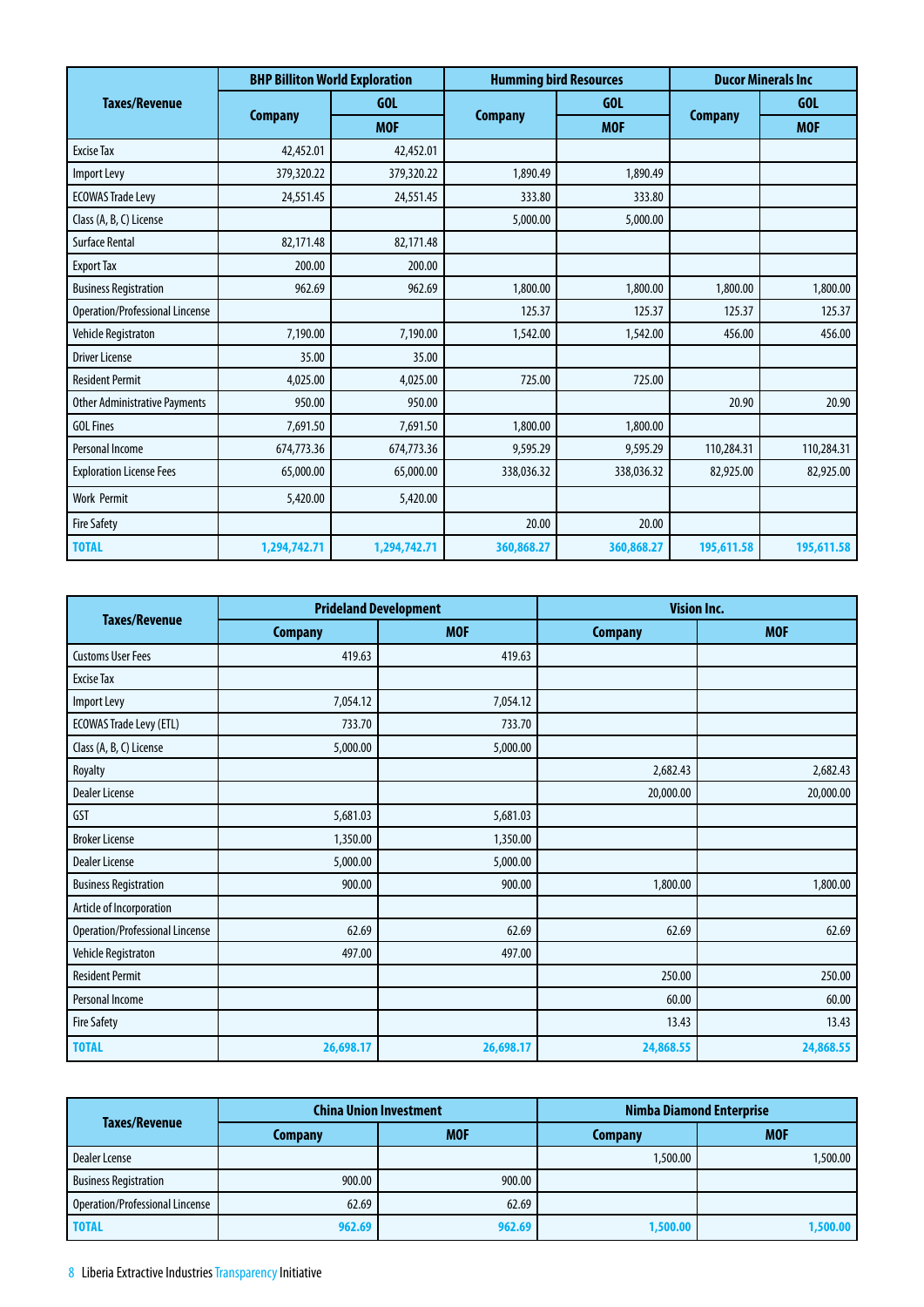| Taxes/Revenue | BHP Billiton World Exploration | | Humming bird Resources | | Ducor Minerals Inc | |
|---|---|---|---|---|---|---|
| | Company | GOL | Company | GOL | Company | GOL |
| | | MOF | | MOF | | MOF |
| Excise Tax | 42,452.01 | 42,452.01 | | | | |
| Import Levy | 379,320.22 | 379,320.22 | 1,890.49 | 1,890.49 | | |
| ECOWAS Trade Levy | 24,551.45 | 24,551.45 | 333.80 | 333.80 | | |
| Class (A, B, C) License | | | 5,000.00 | 5,000.00 | | |
| Surface Rental | 82,171.48 | 82,171.48 | | | | |
| Export Tax | 200.00 | 200.00 | | | | |
| Business Registration | 962.69 | 962.69 | 1,800.00 | 1,800.00 | 1,800.00 | 1,800.00 |
| Operation/Professional Lincense | | | 125.37 | 125.37 | 125.37 | 125.37 |
| Vehicle Registraton | 7,190.00 | 7,190.00 | 1,542.00 | 1,542.00 | 456.00 | 456.00 |
| Driver License | 35.00 | 35.00 | | | | |
| Resident Permit | 4,025.00 | 4,025.00 | 725.00 | 725.00 | | |
| Other Administrative Payments | 950.00 | 950.00 | | | 20.90 | 20.90 |
| GOL Fines | 7,691.50 | 7,691.50 | 1,800.00 | 1,800.00 | | |
| Personal Income | 674,773.36 | 674,773.36 | 9,595.29 | 9,595.29 | 110,284.31 | 110,284.31 |
| Exploration License Fees | 65,000.00 | 65,000.00 | 338,036.32 | 338,036.32 | 82,925.00 | 82,925.00 |
| Work Permit | 5,420.00 | 5,420.00 | | | | |
| Fire Safety | | | 20.00 | 20.00 | | |
| **TOTAL** | **1,294,742.71** | **1,294,742.71** | **360,868.27** | **360,868.27** | **195,611.58** | **195,611.58** |

| Taxes/Revenue | Prideland Development | | Vision Inc. | |
|---|---|---|---|---|
| | Company | MOF | Company | MOF |
| Customs User Fees | 419.63 | 419.63 | | |
| Excise Tax | | | | |
| Import Levy | 7,054.12 | 7,054.12 | | |
| ECOWAS Trade Levy (ETL) | 733.70 | 733.70 | | |
| Class (A, B, C) License | 5,000.00 | 5,000.00 | | |
| Royalty | | | 2,682.43 | 2,682.43 |
| Dealer License | | | 20,000.00 | 20,000.00 |
| GST | 5,681.03 | 5,681.03 | | |
| Broker License | 1,350.00 | 1,350.00 | | |
| Dealer License | 5,000.00 | 5,000.00 | | |
| Business Registration | 900.00 | 900.00 | 1,800.00 | 1,800.00 |
| Article of Incorporation | | | | |
| Operation/Professional Lincense | 62.69 | 62.69 | 62.69 | 62.69 |
| Vehicle Registraton | 497.00 | 497.00 | | |
| Resident Permit | | | 250.00 | 250.00 |
| Personal Income | | | 60.00 | 60.00 |
| Fire Safety | | | 13.43 | 13.43 |
| **TOTAL** | **26,698.17** | **26,698.17** | **24,868.55** | **24,868.55** |

| Taxes/Revenue | China Union Investment | | Nimba Diamond Enterprise | |
|---|---|---|---|---|
| | Company | MOF | Company | MOF |
| Dealer Lcense | | | 1,500.00 | 1,500.00 |
| Business Registration | 900.00 | 900.00 | | |
| Operation/Professional Lincense | 62.69 | 62.69 | | |
| **TOTAL** | **962.69** | **962.69** | **1,500.00** | **1,500.00** |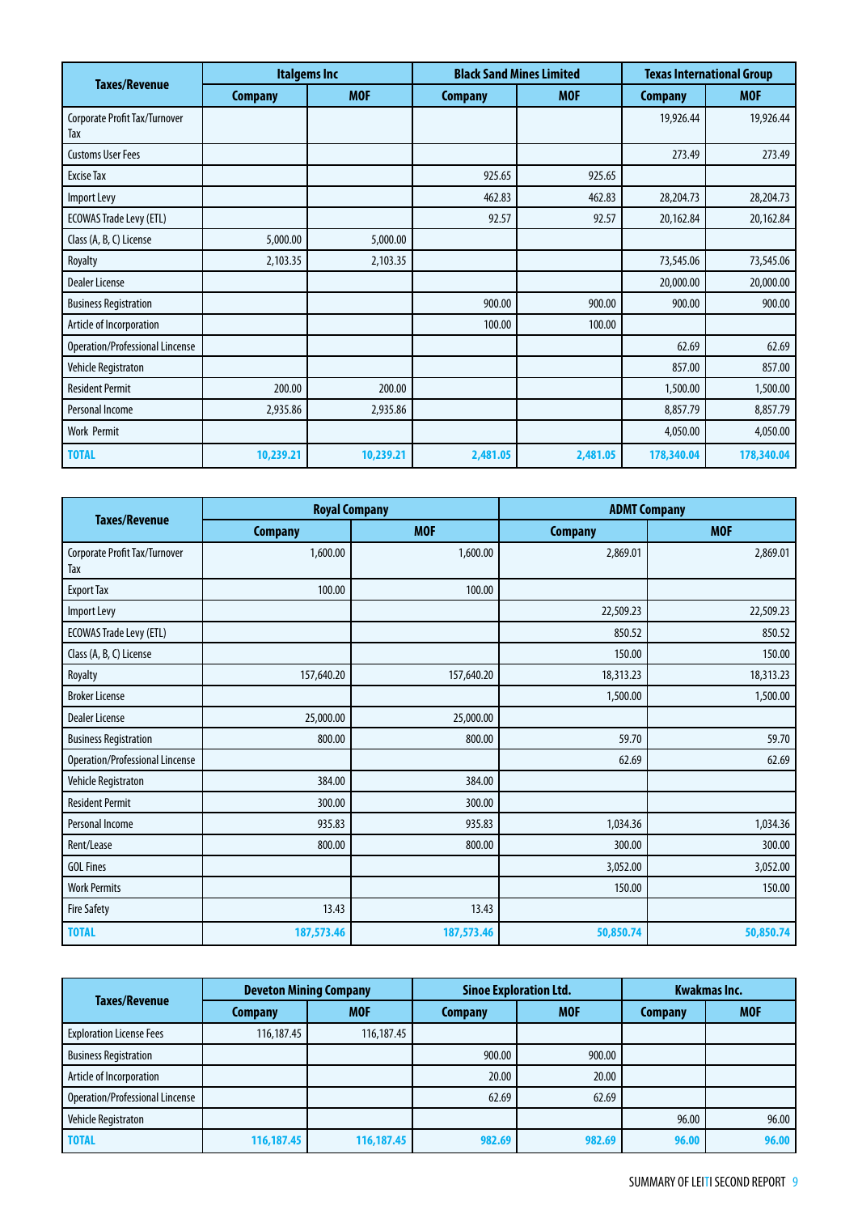| Taxes/Revenue | Italgems Inc | | Black Sand Mines Limited | | Texas International Group | |
|---|---|---|---|---|---|---|
| | Company | MOF | Company | MOF | Company | MOF |
| Corporate Profit Tax/Turnover Tax | | | | | 19,926.44 | 19,926.44 |
| Customs User Fees | | | | | 273.49 | 273.49 |
| Excise Tax | | | 925.65 | 925.65 | | |
| Import Levy | | | 462.83 | 462.83 | 28,204.73 | 28,204.73 |
| ECOWAS Trade Levy (ETL) | | | 92.57 | 92.57 | 20,162.84 | 20,162.84 |
| Class (A, B, C) License | 5,000.00 | 5,000.00 | | | | |
| Royalty | 2,103.35 | 2,103.35 | | | 73,545.06 | 73,545.06 |
| Dealer License | | | | | 20,000.00 | 20,000.00 |
| Business Registration | | | 900.00 | 900.00 | 900.00 | 900.00 |
| Article of Incorporation | | | 100.00 | 100.00 | | |
| Operation/Professional Lincense | | | | | 62.69 | 62.69 |
| Vehicle Registraton | | | | | 857.00 | 857.00 |
| Resident Permit | 200.00 | 200.00 | | | 1,500.00 | 1,500.00 |
| Personal Income | 2,935.86 | 2,935.86 | | | 8,857.79 | 8,857.79 |
| Work Permit | | | | | 4,050.00 | 4,050.00 |
| **TOTAL** | **10,239.21** | **10,239.21** | **2,481.05** | **2,481.05** | **178,340.04** | **178,340.04** |

| Taxes/Revenue | Royal Company | | ADMT Company | |
|---|---|---|---|---|
| | Company | MOF | Company | MOF |
| Corporate Profit Tax/Turnover Tax | 1,600.00 | 1,600.00 | 2,869.01 | 2,869.01 |
| Export Tax | 100.00 | 100.00 | | |
| Import Levy | | | 22,509.23 | 22,509.23 |
| ECOWAS Trade Levy (ETL) | | | 850.52 | 850.52 |
| Class (A, B, C) License | | | 150.00 | 150.00 |
| Royalty | 157,640.20 | 157,640.20 | 18,313.23 | 18,313.23 |
| Broker License | | | 1,500.00 | 1,500.00 |
| Dealer License | 25,000.00 | 25,000.00 | | |
| Business Registration | 800.00 | 800.00 | 59.70 | 59.70 |
| Operation/Professional Lincense | | | 62.69 | 62.69 |
| Vehicle Registraton | 384.00 | 384.00 | | |
| Resident Permit | 300.00 | 300.00 | | |
| Personal Income | 935.83 | 935.83 | 1,034.36 | 1,034.36 |
| Rent/Lease | 800.00 | 800.00 | 300.00 | 300.00 |
| GOL Fines | | | 3,052.00 | 3,052.00 |
| Work Permits | | | 150.00 | 150.00 |
| Fire Safety | 13.43 | 13.43 | | |
| **TOTAL** | **187,573.46** | **187,573.46** | **50,850.74** | **50,850.74** |

| Taxes/Revenue | Deveton Mining Company | | Sinoe Exploration Ltd. | | Kwakmas Inc. | |
|---|---|---|---|---|---|---|
| | Company | MOF | Company | MOF | Company | MOF |
| Exploration License Fees | 116,187.45 | 116,187.45 | | | | |
| Business Registration | | | 900.00 | 900.00 | | |
| Article of Incorporation | | | 20.00 | 20.00 | | |
| Operation/Professional Lincense | | | 62.69 | 62.69 | | |
| Vehicle Registraton | | | | | 96.00 | 96.00 |
| **TOTAL** | **116,187.45** | **116,187.45** | **982.69** | **982.69** | **96.00** | **96.00** |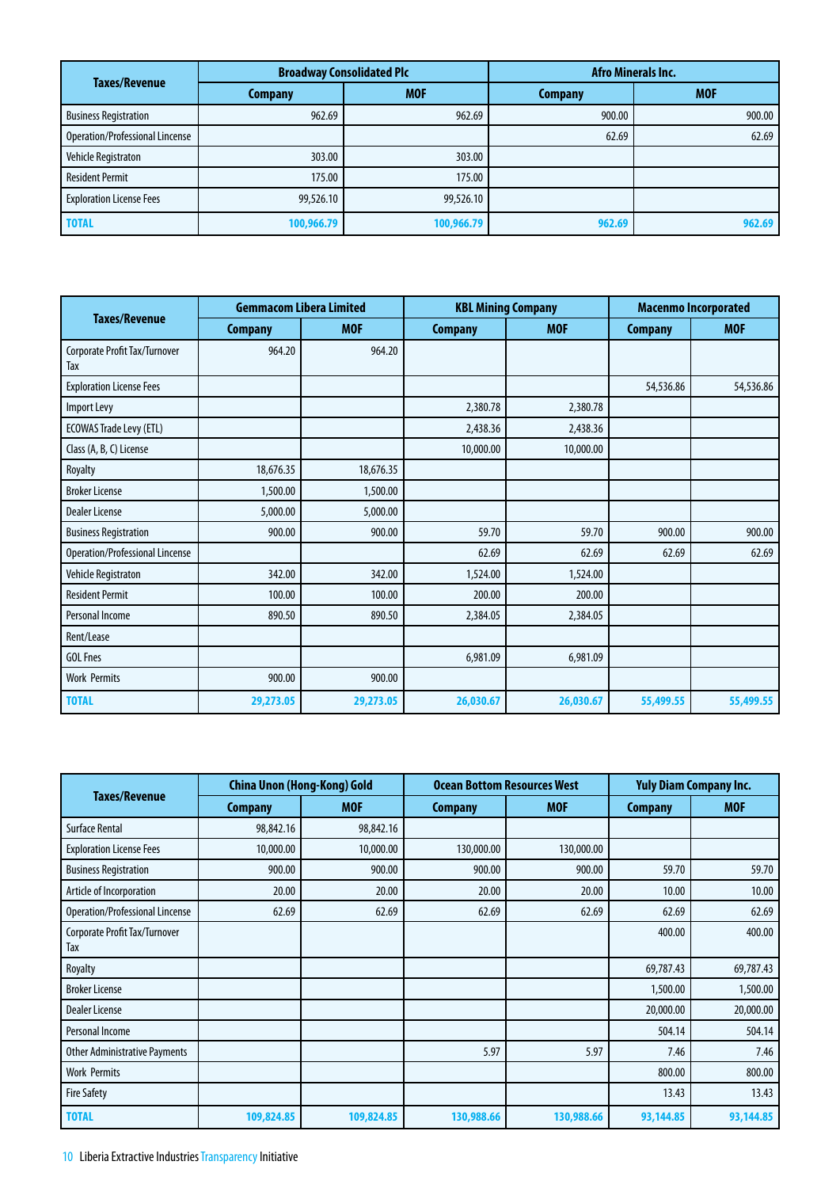| Taxes/Revenue | Broadway Consolidated Plc | | Afro Minerals Inc. | |
|---|---|---|---|---|
| | Company | MOF | Company | MOF |
| Business Registration | 962.69 | 962.69 | 900.00 | 900.00 |
| Operation/Professional Lincense | | | 62.69 | 62.69 |
| Vehicle Registraton | 303.00 | 303.00 | | |
| Resident Permit | 175.00 | 175.00 | | |
| Exploration License Fees | 99,526.10 | 99,526.10 | | |
| **TOTAL** | **100,966.79** | **100,966.79** | **962.69** | **962.69** |

| Taxes/Revenue | Gemmacom Libera Limited | | KBL Mining Company | | Macenmo Incorporated | |
|---|---|---|---|---|---|---|
| | Company | MOF | Company | MOF | Company | MOF |
| Corporate Profit Tax/Turnover Tax | 964.20 | 964.20 | | | | |
| Exploration License Fees | | | | | 54,536.86 | 54,536.86 |
| Import Levy | | | 2,380.78 | 2,380.78 | | |
| ECOWAS Trade Levy (ETL) | | | 2,438.36 | 2,438.36 | | |
| Class (A, B, C) License | | | 10,000.00 | 10,000.00 | | |
| Royalty | 18,676.35 | 18,676.35 | | | | |
| Broker License | 1,500.00 | 1,500.00 | | | | |
| Dealer License | 5,000.00 | 5,000.00 | | | | |
| Business Registration | 900.00 | 900.00 | 59.70 | 59.70 | 900.00 | 900.00 |
| Operation/Professional Lincense | | | 62.69 | 62.69 | 62.69 | 62.69 |
| Vehicle Registraton | 342.00 | 342.00 | 1,524.00 | 1,524.00 | | |
| Resident Permit | 100.00 | 100.00 | 200.00 | 200.00 | | |
| Personal Income | 890.50 | 890.50 | 2,384.05 | 2,384.05 | | |
| Rent/Lease | | | | | | |
| GOL Fnes | | | 6,981.09 | 6,981.09 | | |
| Work Permits | 900.00 | 900.00 | | | | |
| **TOTAL** | **29,273.05** | **29,273.05** | **26,030.67** | **26,030.67** | **55,499.55** | **55,499.55** |

| Taxes/Revenue | China Unon (Hong-Kong) Gold | | Ocean Bottom Resources West | | Yuly Diam Company Inc. | |
|---|---|---|---|---|---|---|
| | Company | MOF | Company | MOF | Company | MOF |
| Surface Rental | 98,842.16 | 98,842.16 | | | | |
| Exploration License Fees | 10,000.00 | 10,000.00 | 130,000.00 | 130,000.00 | | |
| Business Registration | 900.00 | 900.00 | 900.00 | 900.00 | 59.70 | 59.70 |
| Article of Incorporation | 20.00 | 20.00 | 20.00 | 20.00 | 10.00 | 10.00 |
| Operation/Professional Lincense | 62.69 | 62.69 | 62.69 | 62.69 | 62.69 | 62.69 |
| Corporate Profit Tax/Turnover Tax | | | | | 400.00 | 400.00 |
| Royalty | | | | | 69,787.43 | 69,787.43 |
| Broker License | | | | | 1,500.00 | 1,500.00 |
| Dealer License | | | | | 20,000.00 | 20,000.00 |
| Personal Income | | | | | 504.14 | 504.14 |
| Other Administrative Payments | | | 5.97 | 5.97 | 7.46 | 7.46 |
| Work Permits | | | | | 800.00 | 800.00 |
| Fire Safety | | | | | 13.43 | 13.43 |
| **TOTAL** | **109,824.85** | **109,824.85** | **130,988.66** | **130,988.66** | **93,144.85** | **93,144.85** |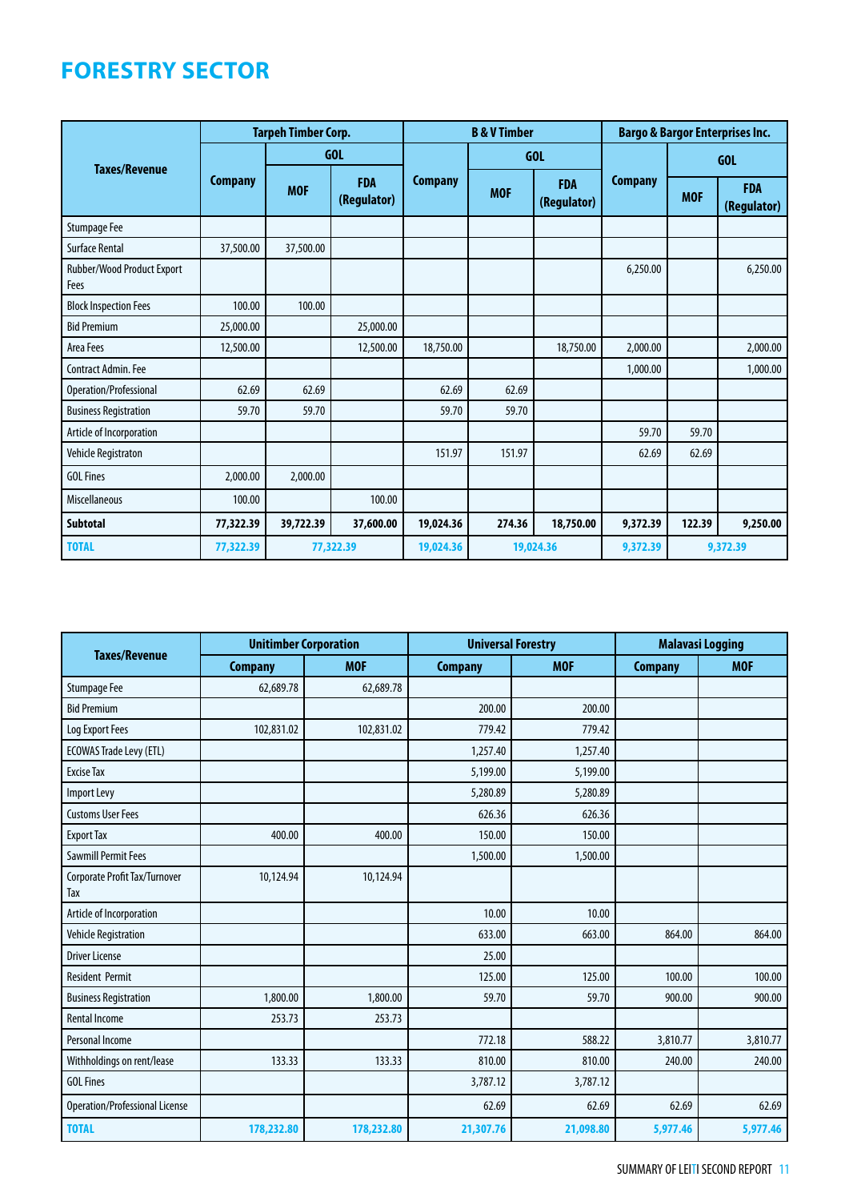# FORESTRY SECTOR

| Taxes/Revenue | Tarpeh Timber Corp. | | | B & V Timber | | | Bargo & Bargor Enterprises Inc. | | |
|---|---|---|---|---|---|---|---|---|---|
| | Company | GOL | | Company | GOL | | Company | GOL | |
| | | MOF | FDA (Regulator) | | MOF | FDA (Regulator) | | MOF | FDA (Regulator) |
| Stumpage Fee | | | | | | | | | |
| Surface Rental | 37,500.00 | 37,500.00 | | | | | | | |
| Rubber/Wood Product Export Fees | | | | | | | 6,250.00 | | 6,250.00 |
| Block Inspection Fees | 100.00 | 100.00 | | | | | | | |
| Bid Premium | 25,000.00 | | 25,000.00 | | | | | | |
| Area Fees | 12,500.00 | | 12,500.00 | 18,750.00 | | 18,750.00 | 2,000.00 | | 2,000.00 |
| Contract Admin. Fee | | | | | | | 1,000.00 | | 1,000.00 |
| Operation/Professional | 62.69 | 62.69 | | 62.69 | 62.69 | | | | |
| Business Registration | 59.70 | 59.70 | | 59.70 | 59.70 | | | | |
| Article of Incorporation | | | | | | | 59.70 | 59.70 | |
| Vehicle Registraton | | | | 151.97 | 151.97 | | 62.69 | 62.69 | |
| GOL Fines | 2,000.00 | 2,000.00 | | | | | | | |
| Miscellaneous | 100.00 | | 100.00 | | | | | | |
| **Subtotal** | **77,322.39** | **39,722.39** | **37,600.00** | **19,024.36** | **274.36** | **18,750.00** | **9,372.39** | **122.39** | **9,250.00** |
| **TOTAL** | **77,322.39** | **77,322.39** | | **19,024.36** | **19,024.36** | | **9,372.39** | **9,372.39** | |

| Taxes/Revenue | Unitimber Corporation | | Universal Forestry | | Malavasi Logging | |
|---|---|---|---|---|---|---|
| | Company | MOF | Company | MOF | Company | MOF |
| Stumpage Fee | 62,689.78 | 62,689.78 | | | | |
| Bid Premium | | | 200.00 | 200.00 | | |
| Log Export Fees | 102,831.02 | 102,831.02 | 779.42 | 779.42 | | |
| ECOWAS Trade Levy (ETL) | | | 1,257.40 | 1,257.40 | | |
| Excise Tax | | | 5,199.00 | 5,199.00 | | |
| Import Levy | | | 5,280.89 | 5,280.89 | | |
| Customs User Fees | | | 626.36 | 626.36 | | |
| Export Tax | 400.00 | 400.00 | 150.00 | 150.00 | | |
| Sawmill Permit Fees | | | 1,500.00 | 1,500.00 | | |
| Corporate Profit Tax/Turnover Tax | 10,124.94 | 10,124.94 | | | | |
| Article of Incorporation | | | 10.00 | 10.00 | | |
| Vehicle Registration | | | 633.00 | 663.00 | 864.00 | 864.00 |
| Driver License | | | 25.00 | | | |
| Resident Permit | | | 125.00 | 125.00 | 100.00 | 100.00 |
| Business Registration | 1,800.00 | 1,800.00 | 59.70 | 59.70 | 900.00 | 900.00 |
| Rental Income | 253.73 | 253.73 | | | | |
| Personal Income | | | 772.18 | 588.22 | 3,810.77 | 3,810.77 |
| Withholdings on rent/lease | 133.33 | 133.33 | 810.00 | 810.00 | 240.00 | 240.00 |
| GOL Fines | | | 3,787.12 | 3,787.12 | | |
| Operation/Professional License | | | 62.69 | 62.69 | 62.69 | 62.69 |
| **TOTAL** | **178,232.80** | **178,232.80** | **21,307.76** | **21,098.80** | **5,977.46** | **5,977.46** |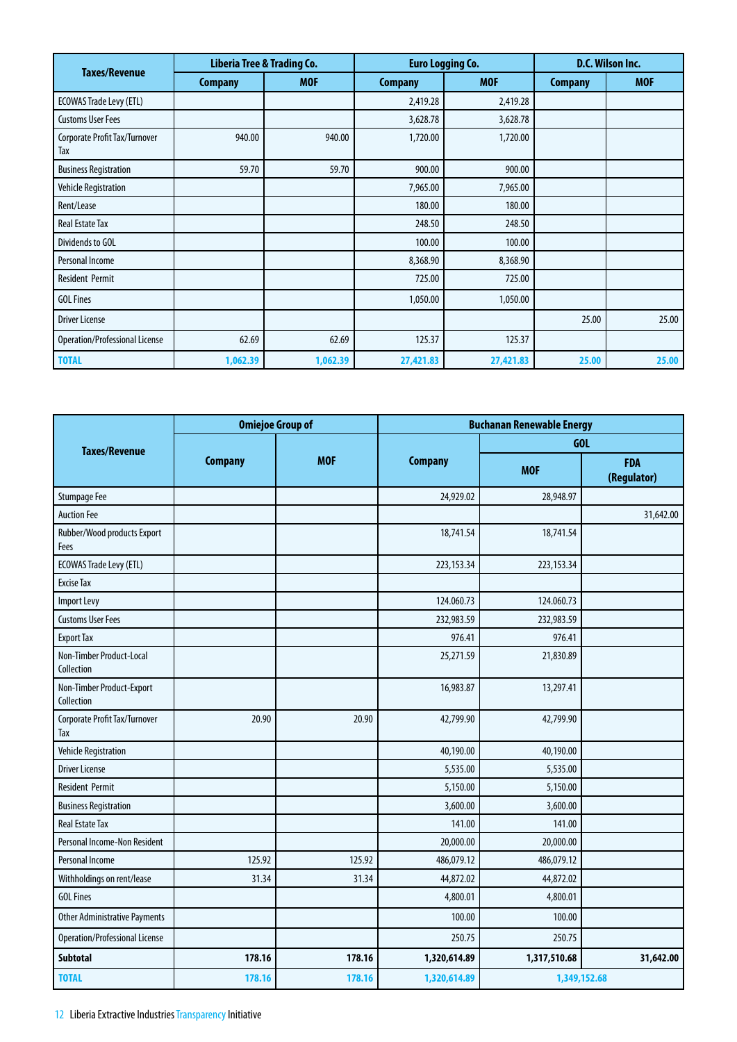| Taxes/Revenue | Liberia Tree & Trading Co. | | Euro Logging Co. | | D.C. Wilson Inc. | |
|---|---|---|---|---|---|---|
| | Company | MOF | Company | MOF | Company | MOF |
| ECOWAS Trade Levy (ETL) | | | 2,419.28 | 2,419.28 | | |
| Customs User Fees | | | 3,628.78 | 3,628.78 | | |
| Corporate Profit Tax/Turnover Tax | 940.00 | 940.00 | 1,720.00 | 1,720.00 | | |
| Business Registration | 59.70 | 59.70 | 900.00 | 900.00 | | |
| Vehicle Registration | | | 7,965.00 | 7,965.00 | | |
| Rent/Lease | | | 180.00 | 180.00 | | |
| Real Estate Tax | | | 248.50 | 248.50 | | |
| Dividends to GOL | | | 100.00 | 100.00 | | |
| Personal Income | | | 8,368.90 | 8,368.90 | | |
| Resident Permit | | | 725.00 | 725.00 | | |
| GOL Fines | | | 1,050.00 | 1,050.00 | | |
| Driver License | | | | | 25.00 | 25.00 |
| Operation/Professional License | 62.69 | 62.69 | 125.37 | 125.37 | | |
| **TOTAL** | **1,062.39** | **1,062.39** | **27,421.83** | **27,421.83** | **25.00** | **25.00** |

| Taxes/Revenue | Omiejoe Group of | | Buchanan Renewable Energy | | |
|---|---|---|---|---|---|
| | | | | GOL | |
| | Company | MOF | Company | MOF | FDA (Regulator) |
| Stumpage Fee | | | 24,929.02 | 28,948.97 | |
| Auction Fee | | | | | 31,642.00 |
| Rubber/Wood products Export Fees | | | 18,741.54 | 18,741.54 | |
| ECOWAS Trade Levy (ETL) | | | 223,153.34 | 223,153.34 | |
| Excise Tax | | | | | |
| Import Levy | | | 124.060.73 | 124.060.73 | |
| Customs User Fees | | | 232,983.59 | 232,983.59 | |
| Export Tax | | | 976.41 | 976.41 | |
| Non-Timber Product-Local Collection | | | 25,271.59 | 21,830.89 | |
| Non-Timber Product-Export Collection | | | 16,983.87 | 13,297.41 | |
| Corporate Profit Tax/Turnover Tax | 20.90 | 20.90 | 42,799.90 | 42,799.90 | |
| Vehicle Registration | | | 40,190.00 | 40,190.00 | |
| Driver License | | | 5,535.00 | 5,535.00 | |
| Resident Permit | | | 5,150.00 | 5,150.00 | |
| Business Registration | | | 3,600.00 | 3,600.00 | |
| Real Estate Tax | | | 141.00 | 141.00 | |
| Personal Income-Non Resident | | | 20,000.00 | 20,000.00 | |
| Personal Income | 125.92 | 125.92 | 486,079.12 | 486,079.12 | |
| Withholdings on rent/lease | 31.34 | 31.34 | 44,872.02 | 44,872.02 | |
| GOL Fines | | | 4,800.01 | 4,800.01 | |
| Other Administrative Payments | | | 100.00 | 100.00 | |
| Operation/Professional License | | | 250.75 | 250.75 | |
| **Subtotal** | **178.16** | **178.16** | **1,320,614.89** | **1,317,510.68** | **31,642.00** |
| **TOTAL** | **178.16** | **178.16** | **1,320,614.89** | **1,349,152.68** | |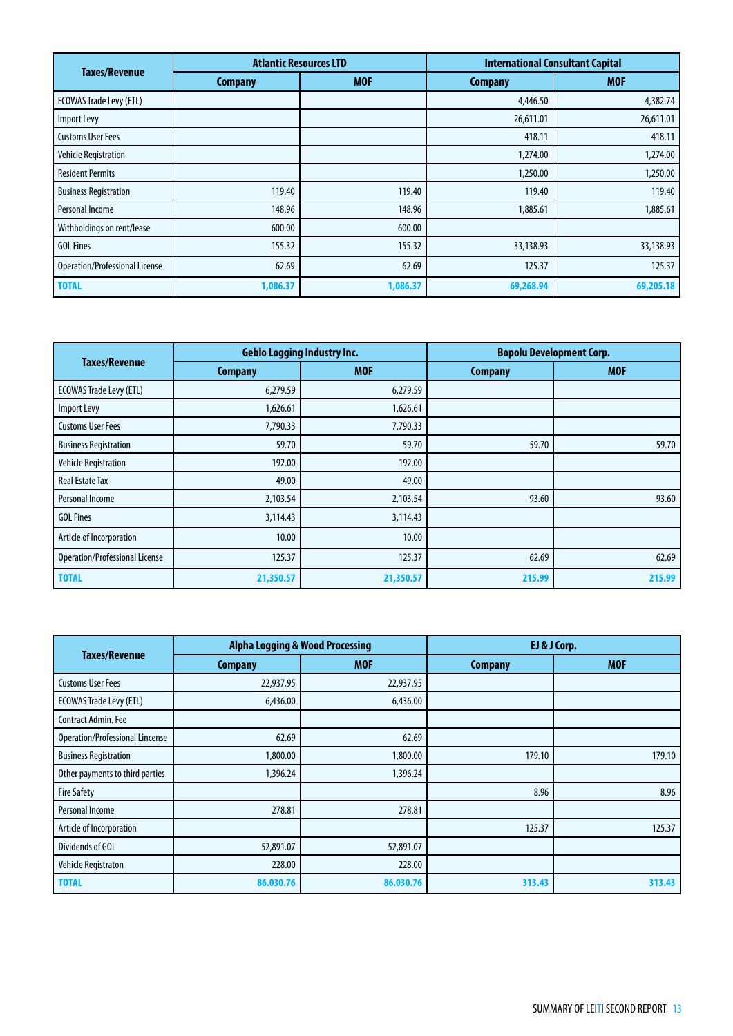| Taxes/Revenue | Atlantic Resources LTD | | International Consultant Capital | |
|---|---|---|---|---|
| | Company | MOF | Company | MOF |
| ECOWAS Trade Levy (ETL) | | | 4,446.50 | 4,382.74 |
| Import Levy | | | 26,611.01 | 26,611.01 |
| Customs User Fees | | | 418.11 | 418.11 |
| Vehicle Registration | | | 1,274.00 | 1,274.00 |
| Resident Permits | | | 1,250.00 | 1,250.00 |
| Business Registration | 119.40 | 119.40 | 119.40 | 119.40 |
| Personal Income | 148.96 | 148.96 | 1,885.61 | 1,885.61 |
| Withholdings on rent/lease | 600.00 | 600.00 | | |
| GOL Fines | 155.32 | 155.32 | 33,138.93 | 33,138.93 |
| Operation/Professional License | 62.69 | 62.69 | 125.37 | 125.37 |
| **TOTAL** | **1,086.37** | **1,086.37** | **69,268.94** | **69,205.18** |

| Taxes/Revenue | Geblo Logging Industry Inc. | | Bopolu Development Corp. | |
|---|---|---|---|---|
| | Company | MOF | Company | MOF |
| ECOWAS Trade Levy (ETL) | 6,279.59 | 6,279.59 | | |
| Import Levy | 1,626.61 | 1,626.61 | | |
| Customs User Fees | 7,790.33 | 7,790.33 | | |
| Business Registration | 59.70 | 59.70 | 59.70 | 59.70 |
| Vehicle Registration | 192.00 | 192.00 | | |
| Real Estate Tax | 49.00 | 49.00 | | |
| Personal Income | 2,103.54 | 2,103.54 | 93.60 | 93.60 |
| GOL Fines | 3,114.43 | 3,114.43 | | |
| Article of Incorporation | 10.00 | 10.00 | | |
| Operation/Professional License | 125.37 | 125.37 | 62.69 | 62.69 |
| **TOTAL** | **21,350.57** | **21,350.57** | **215.99** | **215.99** |

| Taxes/Revenue | Alpha Logging & Wood Processing | | EJ & J Corp. | |
|---|---|---|---|---|
| | Company | MOF | Company | MOF |
| Customs User Fees | 22,937.95 | 22,937.95 | | |
| ECOWAS Trade Levy (ETL) | 6,436.00 | 6,436.00 | | |
| Contract Admin. Fee | | | | |
| Operation/Professional Lincense | 62.69 | 62.69 | | |
| Business Registration | 1,800.00 | 1,800.00 | 179.10 | 179.10 |
| Other payments to third parties | 1,396.24 | 1,396.24 | | |
| Fire Safety | | | 8.96 | 8.96 |
| Personal Income | 278.81 | 278.81 | | |
| Article of Incorporation | | | 125.37 | 125.37 |
| Dividends of GOL | 52,891.07 | 52,891.07 | | |
| Vehicle Registraton | 228.00 | 228.00 | | |
| **TOTAL** | **86.030.76** | **86.030.76** | **313.43** | **313.43** |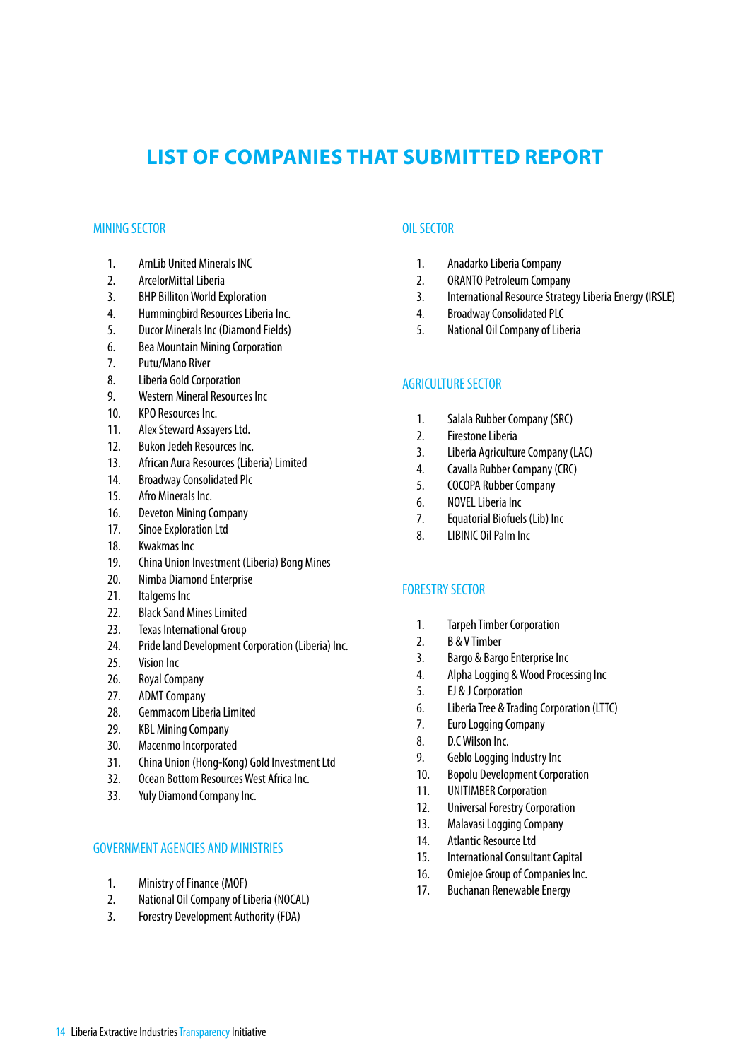# LIST OF COMPANIES THAT SUBMITTED REPORT

## MINING SECTOR

1. AmLib United Minerals INC
2. ArcelorMittal Liberia
3. BHP Billiton World Exploration
4. Hummingbird Resources Liberia Inc.
5. Ducor Minerals Inc (Diamond Fields)
6. Bea Mountain Mining Corporation
7. Putu/Mano River
8. Liberia Gold Corporation
9. Western Mineral Resources Inc
10. KPO Resources Inc.
11. Alex Steward Assayers Ltd.
12. Bukon Jedeh Resources Inc.
13. African Aura Resources (Liberia) Limited
14. Broadway Consolidated Plc
15. Afro Minerals Inc.
16. Deveton Mining Company
17. Sinoe Exploration Ltd
18. Kwakmas Inc
19. China Union Investment (Liberia) Bong Mines
20. Nimba Diamond Enterprise
21. Italgems Inc
22. Black Sand Mines Limited
23. Texas International Group
24. Pride land Development Corporation (Liberia) Inc.
25. Vision Inc
26. Royal Company
27. ADMT Company
28. Gemmacom Liberia Limited
29. KBL Mining Company
30. Macenmo Incorporated
31. China Union (Hong-Kong) Gold Investment Ltd
32. Ocean Bottom Resources West Africa Inc.
33. Yuly Diamond Company Inc.

## GOVERNMENT AGENCIES AND MINISTRIES

1. Ministry of Finance (MOF)
2. National Oil Company of Liberia (NOCAL)
3. Forestry Development Authority (FDA)

## OIL SECTOR

1. Anadarko Liberia Company
2. ORANTO Petroleum Company
3. International Resource Strategy Liberia Energy (IRSLE)
4. Broadway Consolidated PLC
5. National Oil Company of Liberia

## AGRICULTURE SECTOR

1. Salala Rubber Company (SRC)
2. Firestone Liberia
3. Liberia Agriculture Company (LAC)
4. Cavalla Rubber Company (CRC)
5. COCOPA Rubber Company
6. NOVEL Liberia Inc
7. Equatorial Biofuels (Lib) Inc
8. LIBINIC Oil Palm Inc

## FORESTRY SECTOR

1. Tarpeh Timber Corporation
2. B & V Timber
3. Bargo & Bargo Enterprise Inc
4. Alpha Logging & Wood Processing Inc
5. EJ & J Corporation
6. Liberia Tree & Trading Corporation (LTTC)
7. Euro Logging Company
8. D.C Wilson Inc.
9. Geblo Logging Industry Inc
10. Bopolu Development Corporation
11. UNITIMBER Corporation
12. Universal Forestry Corporation
13. Malavasi Logging Company
14. Atlantic Resource Ltd
15. International Consultant Capital
16. Omiejoe Group of Companies Inc.
17. Buchanan Renewable Energy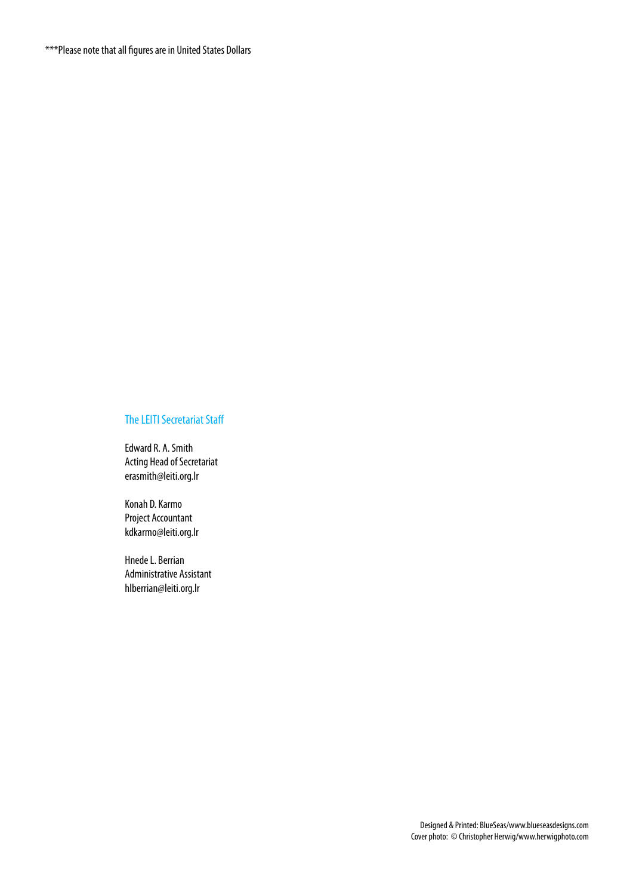***Please note that all figures are in United States Dollars

## The LEITI Secretariat Staff

Edward R. A. Smith  
Acting Head of Secretariat  
erasmith@leiti.org.lr

Konah D. Karmo  
Project Accountant  
kdkarmo@leiti.org.lr

Hnede L. Berrian  
Administrative Assistant  
hlberrian@leiti.org.lr

Designed & Printed: BlueSeas/www.blueseasdesigns.com  
Cover photo: © Christopher Herwig/www.herwigphoto.com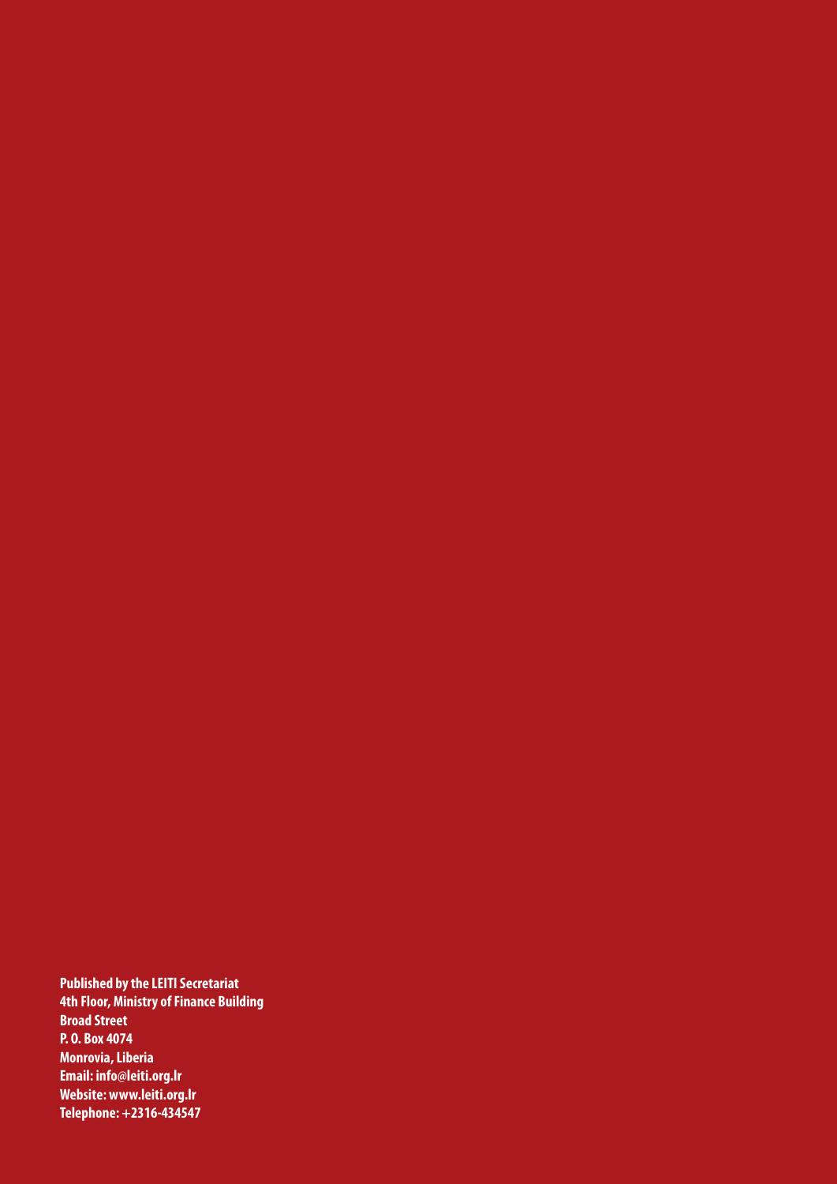**Published by the LEITI Secretariat**
**4th Floor, Ministry of Finance Building**
**Broad Street**
**P. O. Box 4074**
**Monrovia, Liberia**
**Email: info@leiti.org.lr**
**Website: www.leiti.org.lr**
**Telephone: +2316-434547**